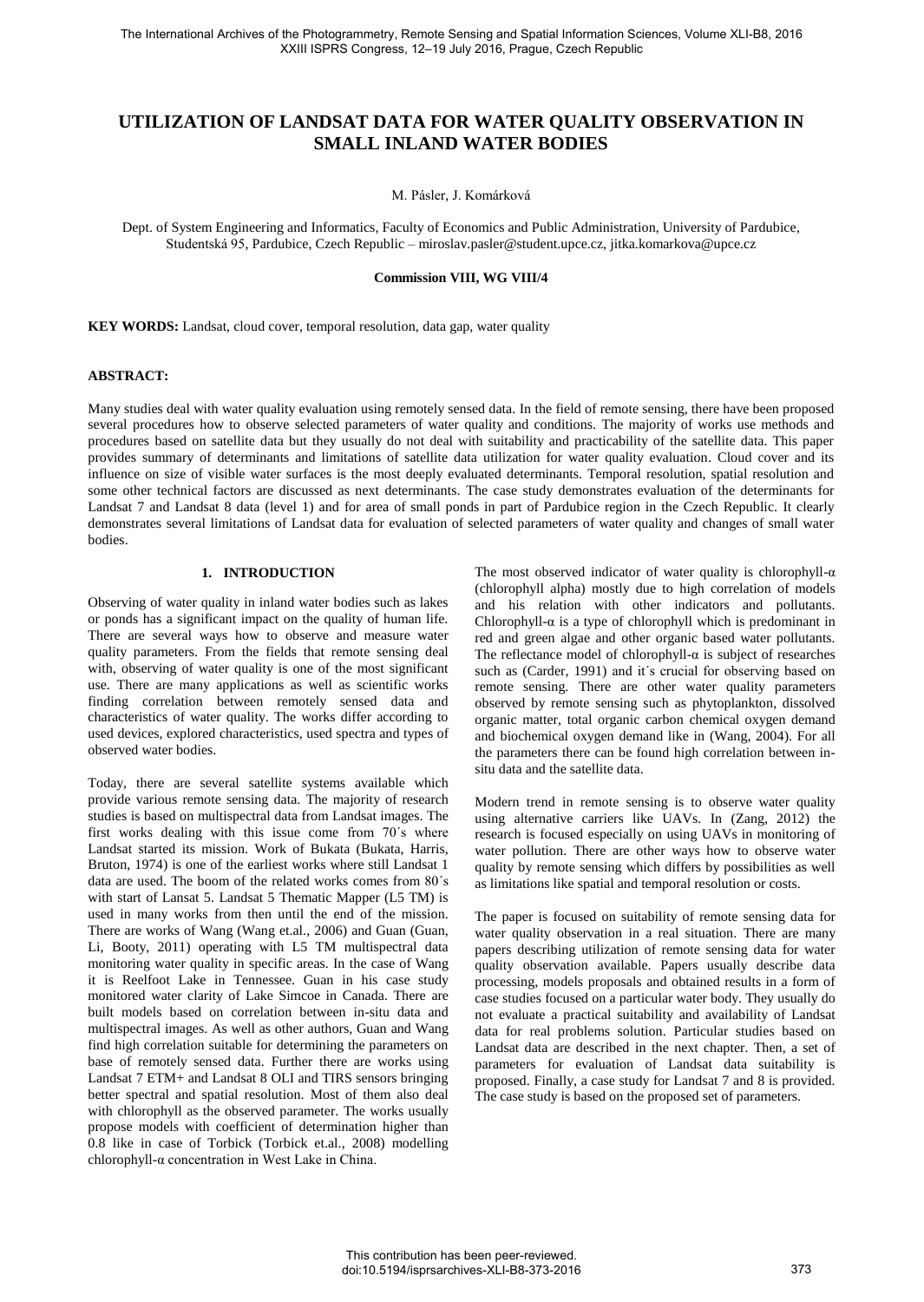# UTILIZATION OF LANDSAT DATA FOR WATER QUALITY OBSERVATION IN SMALL INLAND WATER BODIES

M. Pásler, J. Komárková

Dept. of System Engineering and Informatics, Faculty of Economics and Public Administration, University of Pardubice, Studentská 95, Pardubice, Czech Republic – miroslav.pasler@student.upce.cz, jitka.komarkova@upce.cz

**Commission VIII, WG VIII/4**

**KEY WORDS:** Landsat, cloud cover, temporal resolution, data gap, water quality

**ABSTRACT:**

Many studies deal with water quality evaluation using remotely sensed data. In the field of remote sensing, there have been proposed several procedures how to observe selected parameters of water quality and conditions. The majority of works use methods and procedures based on satellite data but they usually do not deal with suitability and practicability of the satellite data. This paper provides summary of determinants and limitations of satellite data utilization for water quality evaluation. Cloud cover and its influence on size of visible water surfaces is the most deeply evaluated determinants. Temporal resolution, spatial resolution and some other technical factors are discussed as next determinants. The case study demonstrates evaluation of the determinants for Landsat 7 and Landsat 8 data (level 1) and for area of small ponds in part of Pardubice region in the Czech Republic. It clearly demonstrates several limitations of Landsat data for evaluation of selected parameters of water quality and changes of small water bodies.

## 1. INTRODUCTION

Observing of water quality in inland water bodies such as lakes or ponds has a significant impact on the quality of human life. There are several ways how to observe and measure water quality parameters. From the fields that remote sensing deal with, observing of water quality is one of the most significant use. There are many applications as well as scientific works finding correlation between remotely sensed data and characteristics of water quality. The works differ according to used devices, explored characteristics, used spectra and types of observed water bodies.

Today, there are several satellite systems available which provide various remote sensing data. The majority of research studies is based on multispectral data from Landsat images. The first works dealing with this issue come from 70´s where Landsat started its mission. Work of Bukata (Bukata, Harris, Bruton, 1974) is one of the earliest works where still Landsat 1 data are used. The boom of the related works comes from 80´s with start of Lansat 5. Landsat 5 Thematic Mapper (L5 TM) is used in many works from then until the end of the mission. There are works of Wang (Wang et.al., 2006) and Guan (Guan, Li, Booty, 2011) operating with L5 TM multispectral data monitoring water quality in specific areas. In the case of Wang it is Reelfoot Lake in Tennessee. Guan in his case study monitored water clarity of Lake Simcoe in Canada. There are built models based on correlation between in-situ data and multispectral images. As well as other authors, Guan and Wang find high correlation suitable for determining the parameters on base of remotely sensed data. Further there are works using Landsat 7 ETM+ and Landsat 8 OLI and TIRS sensors bringing better spectral and spatial resolution. Most of them also deal with chlorophyll as the observed parameter. The works usually propose models with coefficient of determination higher than 0.8 like in case of Torbick (Torbick et.al., 2008) modelling chlorophyll-α concentration in West Lake in China.

The most observed indicator of water quality is chlorophyll-α (chlorophyll alpha) mostly due to high correlation of models and his relation with other indicators and pollutants. Chlorophyll-α is a type of chlorophyll which is predominant in red and green algae and other organic based water pollutants. The reflectance model of chlorophyll-α is subject of researches such as (Carder, 1991) and it´s crucial for observing based on remote sensing. There are other water quality parameters observed by remote sensing such as phytoplankton, dissolved organic matter, total organic carbon chemical oxygen demand and biochemical oxygen demand like in (Wang, 2004). For all the parameters there can be found high correlation between in-situ data and the satellite data.

Modern trend in remote sensing is to observe water quality using alternative carriers like UAVs. In (Zang, 2012) the research is focused especially on using UAVs in monitoring of water pollution. There are other ways how to observe water quality by remote sensing which differs by possibilities as well as limitations like spatial and temporal resolution or costs.

The paper is focused on suitability of remote sensing data for water quality observation in a real situation. There are many papers describing utilization of remote sensing data for water quality observation available. Papers usually describe data processing, models proposals and obtained results in a form of case studies focused on a particular water body. They usually do not evaluate a practical suitability and availability of Landsat data for real problems solution. Particular studies based on Landsat data are described in the next chapter. Then, a set of parameters for evaluation of Landsat data suitability is proposed. Finally, a case study for Landsat 7 and 8 is provided. The case study is based on the proposed set of parameters.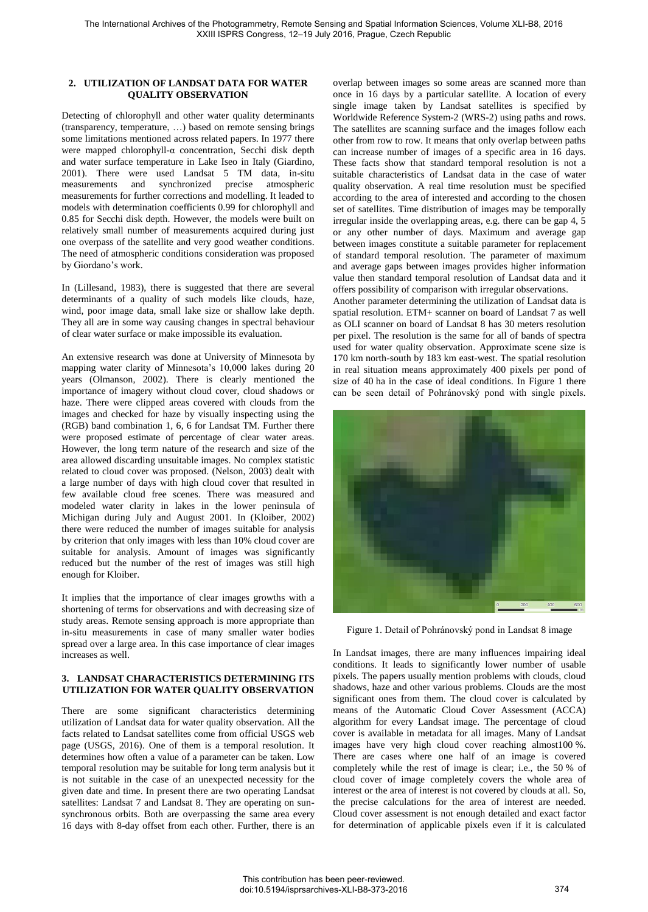## 2. UTILIZATION OF LANDSAT DATA FOR WATER QUALITY OBSERVATION

Detecting of chlorophyll and other water quality determinants (transparency, temperature, …) based on remote sensing brings some limitations mentioned across related papers. In 1977 there were mapped chlorophyll-α concentration, Secchi disk depth and water surface temperature in Lake Iseo in Italy (Giardino, 2001). There were used Landsat 5 TM data, in-situ measurements and synchronized precise atmospheric measurements for further corrections and modelling. It leaded to models with determination coefficients 0.99 for chlorophyll and 0.85 for Secchi disk depth. However, the models were built on relatively small number of measurements acquired during just one overpass of the satellite and very good weather conditions. The need of atmospheric conditions consideration was proposed by Giordano's work.

In (Lillesand, 1983), there is suggested that there are several determinants of a quality of such models like clouds, haze, wind, poor image data, small lake size or shallow lake depth. They all are in some way causing changes in spectral behaviour of clear water surface or make impossible its evaluation.

An extensive research was done at University of Minnesota by mapping water clarity of Minnesota's 10,000 lakes during 20 years (Olmanson, 2002). There is clearly mentioned the importance of imagery without cloud cover, cloud shadows or haze. There were clipped areas covered with clouds from the images and checked for haze by visually inspecting using the (RGB) band combination 1, 6, 6 for Landsat TM. Further there were proposed estimate of percentage of clear water areas. However, the long term nature of the research and size of the area allowed discarding unsuitable images. No complex statistic related to cloud cover was proposed. (Nelson, 2003) dealt with a large number of days with high cloud cover that resulted in few available cloud free scenes. There was measured and modeled water clarity in lakes in the lower peninsula of Michigan during July and August 2001. In (Kloiber, 2002) there were reduced the number of images suitable for analysis by criterion that only images with less than 10% cloud cover are suitable for analysis. Amount of images was significantly reduced but the number of the rest of images was still high enough for Kloiber.

It implies that the importance of clear images growths with a shortening of terms for observations and with decreasing size of study areas. Remote sensing approach is more appropriate than in-situ measurements in case of many smaller water bodies spread over a large area. In this case importance of clear images increases as well.

## 3. LANDSAT CHARACTERISTICS DETERMINING ITS UTILIZATION FOR WATER QUALITY OBSERVATION

There are some significant characteristics determining utilization of Landsat data for water quality observation. All the facts related to Landsat satellites come from official USGS web page (USGS, 2016). One of them is a temporal resolution. It determines how often a value of a parameter can be taken. Low temporal resolution may be suitable for long term analysis but it is not suitable in the case of an unexpected necessity for the given date and time. In present there are two operating Landsat satellites: Landsat 7 and Landsat 8. They are operating on sun-synchronous orbits. Both are overpassing the same area every 16 days with 8-day offset from each other. Further, there is an overlap between images so some areas are scanned more than once in 16 days by a particular satellite. A location of every single image taken by Landsat satellites is specified by Worldwide Reference System-2 (WRS-2) using paths and rows. The satellites are scanning surface and the images follow each other from row to row. It means that only overlap between paths can increase number of images of a specific area in 16 days. These facts show that standard temporal resolution is not a suitable characteristics of Landsat data in the case of water quality observation. A real time resolution must be specified according to the area of interested and according to the chosen set of satellites. Time distribution of images may be temporally irregular inside the overlapping areas, e.g. there can be gap 4, 5 or any other number of days. Maximum and average gap between images constitute a suitable parameter for replacement of standard temporal resolution. The parameter of maximum and average gaps between images provides higher information value then standard temporal resolution of Landsat data and it offers possibility of comparison with irregular observations.

Another parameter determining the utilization of Landsat data is spatial resolution. ETM+ scanner on board of Landsat 7 as well as OLI scanner on board of Landsat 8 has 30 meters resolution per pixel. The resolution is the same for all of bands of spectra used for water quality observation. Approximate scene size is 170 km north-south by 183 km east-west. The spatial resolution in real situation means approximately 400 pixels per pond of size of 40 ha in the case of ideal conditions. In Figure 1 there can be seen detail of Pohránovský pond with single pixels.

Figure 1. Detail of Pohránovský pond in Landsat 8 image

In Landsat images, there are many influences impairing ideal conditions. It leads to significantly lower number of usable pixels. The papers usually mention problems with clouds, cloud shadows, haze and other various problems. Clouds are the most significant ones from them. The cloud cover is calculated by means of the Automatic Cloud Cover Assessment (ACCA) algorithm for every Landsat image. The percentage of cloud cover is available in metadata for all images. Many of Landsat images have very high cloud cover reaching almost100 %. There are cases where one half of an image is covered completely while the rest of image is clear; i.e., the 50 % of cloud cover of image completely covers the whole area of interest or the area of interest is not covered by clouds at all. So, the precise calculations for the area of interest are needed. Cloud cover assessment is not enough detailed and exact factor for determination of applicable pixels even if it is calculated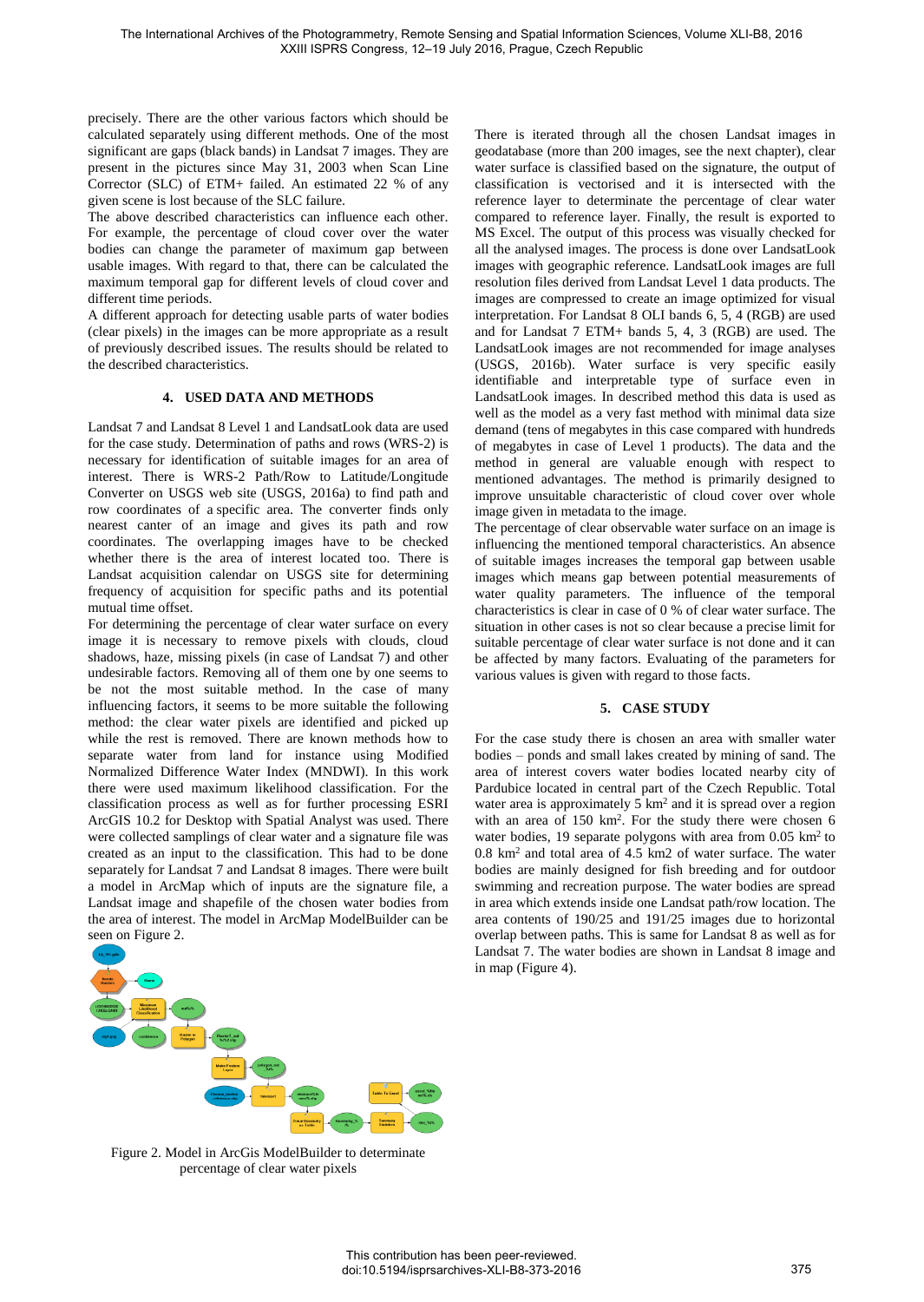precisely. There are the other various factors which should be calculated separately using different methods. One of the most significant are gaps (black bands) in Landsat 7 images. They are present in the pictures since May 31, 2003 when Scan Line Corrector (SLC) of ETM+ failed. An estimated 22 % of any given scene is lost because of the SLC failure.

The above described characteristics can influence each other. For example, the percentage of cloud cover over the water bodies can change the parameter of maximum gap between usable images. With regard to that, there can be calculated the maximum temporal gap for different levels of cloud cover and different time periods.

A different approach for detecting usable parts of water bodies (clear pixels) in the images can be more appropriate as a result of previously described issues. The results should be related to the described characteristics.

## 4. USED DATA AND METHODS

Landsat 7 and Landsat 8 Level 1 and LandsatLook data are used for the case study. Determination of paths and rows (WRS-2) is necessary for identification of suitable images for an area of interest. There is WRS-2 Path/Row to Latitude/Longitude Converter on USGS web site (USGS, 2016a) to find path and row coordinates of a specific area. The converter finds only nearest canter of an image and gives its path and row coordinates. The overlapping images have to be checked whether there is the area of interest located too. There is Landsat acquisition calendar on USGS site for determining frequency of acquisition for specific paths and its potential mutual time offset.

For determining the percentage of clear water surface on every image it is necessary to remove pixels with clouds, cloud shadows, haze, missing pixels (in case of Landsat 7) and other undesirable factors. Removing all of them one by one seems to be not the most suitable method. In the case of many influencing factors, it seems to be more suitable the following method: the clear water pixels are identified and picked up while the rest is removed. There are known methods how to separate water from land for instance using Modified Normalized Difference Water Index (MNDWI). In this work there were used maximum likelihood classification. For the classification process as well as for further processing ESRI ArcGIS 10.2 for Desktop with Spatial Analyst was used. There were collected samplings of clear water and a signature file was created as an input to the classification. This had to be done separately for Landsat 7 and Landsat 8 images. There were built a model in ArcMap which of inputs are the signature file, a Landsat image and shapefile of the chosen water bodies from the area of interest. The model in ArcMap ModelBuilder can be seen on Figure 2.

Figure 2. Model in ArcGis ModelBuilder to determinate percentage of clear water pixels

There is iterated through all the chosen Landsat images in geodatabase (more than 200 images, see the next chapter), clear water surface is classified based on the signature, the output of classification is vectorised and it is intersected with the reference layer to determinate the percentage of clear water compared to reference layer. Finally, the result is exported to MS Excel. The output of this process was visually checked for all the analysed images. The process is done over LandsatLook images with geographic reference. LandsatLook images are full resolution files derived from Landsat Level 1 data products. The images are compressed to create an image optimized for visual interpretation. For Landsat 8 OLI bands 6, 5, 4 (RGB) are used and for Landsat 7 ETM+ bands 5, 4, 3 (RGB) are used. The LandsatLook images are not recommended for image analyses (USGS, 2016b). Water surface is very specific easily identifiable and interpretable type of surface even in LandsatLook images. In described method this data is used as well as the model as a very fast method with minimal data size demand (tens of megabytes in this case compared with hundreds of megabytes in case of Level 1 products). The data and the method in general are valuable enough with respect to mentioned advantages. The method is primarily designed to improve unsuitable characteristic of cloud cover over whole image given in metadata to the image.

The percentage of clear observable water surface on an image is influencing the mentioned temporal characteristics. An absence of suitable images increases the temporal gap between usable images which means gap between potential measurements of water quality parameters. The influence of the temporal characteristics is clear in case of 0 % of clear water surface. The situation in other cases is not so clear because a precise limit for suitable percentage of clear water surface is not done and it can be affected by many factors. Evaluating of the parameters for various values is given with regard to those facts.

## 5. CASE STUDY

For the case study there is chosen an area with smaller water bodies – ponds and small lakes created by mining of sand. The area of interest covers water bodies located nearby city of Pardubice located in central part of the Czech Republic. Total water area is approximately 5 km$^2$ and it is spread over a region with an area of 150 km$^2$. For the study there were chosen 6 water bodies, 19 separate polygons with area from 0.05 km$^2$ to 0.8 km$^2$ and total area of 4.5 km2 of water surface. The water bodies are mainly designed for fish breeding and for outdoor swimming and recreation purpose. The water bodies are spread in area which extends inside one Landsat path/row location. The area contents of 190/25 and 191/25 images due to horizontal overlap between paths. This is same for Landsat 8 as well as for Landsat 7. The water bodies are shown in Landsat 8 image and in map (Figure 4).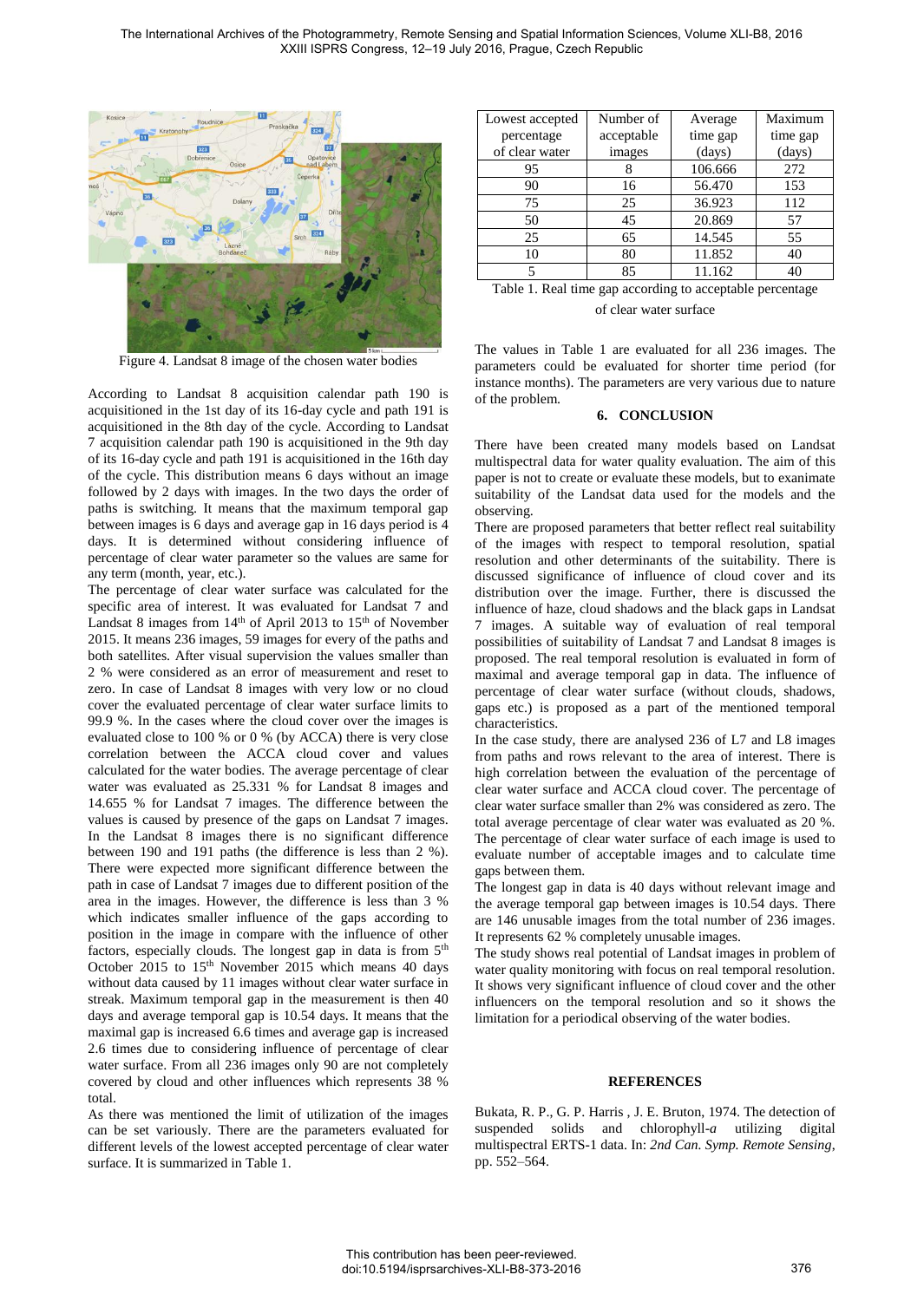Figure 4. Landsat 8 image of the chosen water bodies

According to Landsat 8 acquisition calendar path 190 is acquisitioned in the 1st day of its 16-day cycle and path 191 is acquisitioned in the 8th day of the cycle. According to Landsat 7 acquisition calendar path 190 is acquisitioned in the 9th day of its 16-day cycle and path 191 is acquisitioned in the 16th day of the cycle. This distribution means 6 days without an image followed by 2 days with images. In the two days the order of paths is switching. It means that the maximum temporal gap between images is 6 days and average gap in 16 days period is 4 days. It is determined without considering influence of percentage of clear water parameter so the values are same for any term (month, year, etc.).

The percentage of clear water surface was calculated for the specific area of interest. It was evaluated for Landsat 7 and Landsat 8 images from 14th of April 2013 to 15th of November 2015. It means 236 images, 59 images for every of the paths and both satellites. After visual supervision the values smaller than 2 % were considered as an error of measurement and reset to zero. In case of Landsat 8 images with very low or no cloud cover the evaluated percentage of clear water surface limits to 99.9 %. In the cases where the cloud cover over the images is evaluated close to 100 % or 0 % (by ACCA) there is very close correlation between the ACCA cloud cover and values calculated for the water bodies. The average percentage of clear water was evaluated as 25.331 % for Landsat 8 images and 14.655 % for Landsat 7 images. The difference between the values is caused by presence of the gaps on Landsat 7 images. In the Landsat 8 images there is no significant difference between 190 and 191 paths (the difference is less than 2 %). There were expected more significant difference between the path in case of Landsat 7 images due to different position of the area in the images. However, the difference is less than 3 % which indicates smaller influence of the gaps according to position in the image in compare with the influence of other factors, especially clouds. The longest gap in data is from 5th October 2015 to 15th November 2015 which means 40 days without data caused by 11 images without clear water surface in streak. Maximum temporal gap in the measurement is then 40 days and average temporal gap is 10.54 days. It means that the maximal gap is increased 6.6 times and average gap is increased 2.6 times due to considering influence of percentage of clear water surface. From all 236 images only 90 are not completely covered by cloud and other influences which represents 38 % total.

As there was mentioned the limit of utilization of the images can be set variously. There are the parameters evaluated for different levels of the lowest accepted percentage of clear water surface. It is summarized in Table 1.

| Lowest accepted percentage of clear water | Number of acceptable images | Average time gap (days) | Maximum time gap (days) |
|---|---|---|---|
| 95 | 8 | 106.666 | 272 |
| 90 | 16 | 56.470 | 153 |
| 75 | 25 | 36.923 | 112 |
| 50 | 45 | 20.869 | 57 |
| 25 | 65 | 14.545 | 55 |
| 10 | 80 | 11.852 | 40 |
| 5 | 85 | 11.162 | 40 |

Table 1. Real time gap according to acceptable percentage of clear water surface

The values in Table 1 are evaluated for all 236 images. The parameters could be evaluated for shorter time period (for instance months). The parameters are very various due to nature of the problem.

## 6. CONCLUSION

There have been created many models based on Landsat multispectral data for water quality evaluation. The aim of this paper is not to create or evaluate these models, but to exanimate suitability of the Landsat data used for the models and the observing.

There are proposed parameters that better reflect real suitability of the images with respect to temporal resolution, spatial resolution and other determinants of the suitability. There is discussed significance of influence of cloud cover and its distribution over the image. Further, there is discussed the influence of haze, cloud shadows and the black gaps in Landsat 7 images. A suitable way of evaluation of real temporal possibilities of suitability of Landsat 7 and Landsat 8 images is proposed. The real temporal resolution is evaluated in form of maximal and average temporal gap in data. The influence of percentage of clear water surface (without clouds, shadows, gaps etc.) is proposed as a part of the mentioned temporal characteristics.

In the case study, there are analysed 236 of L7 and L8 images from paths and rows relevant to the area of interest. There is high correlation between the evaluation of the percentage of clear water surface and ACCA cloud cover. The percentage of clear water surface smaller than 2% was considered as zero. The total average percentage of clear water was evaluated as 20 %. The percentage of clear water surface of each image is used to evaluate number of acceptable images and to calculate time gaps between them.

The longest gap in data is 40 days without relevant image and the average temporal gap between images is 10.54 days. There are 146 unusable images from the total number of 236 images. It represents 62 % completely unusable images.

The study shows real potential of Landsat images in problem of water quality monitoring with focus on real temporal resolution. It shows very significant influence of cloud cover and the other influencers on the temporal resolution and so it shows the limitation for a periodical observing of the water bodies.

## REFERENCES

Bukata, R. P., G. P. Harris , J. E. Bruton, 1974. The detection of suspended solids and chlorophyll-*a* utilizing digital multispectral ERTS-1 data. In: *2nd Can. Symp. Remote Sensing*, pp. 552–564.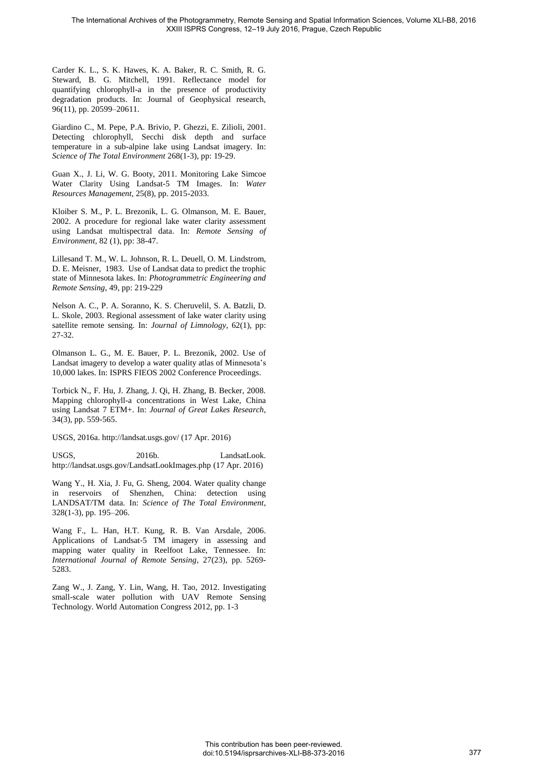Carder K. L., S. K. Hawes, K. A. Baker, R. C. Smith, R. G. Steward, B. G. Mitchell, 1991. Reflectance model for quantifying chlorophyll-a in the presence of productivity degradation products. In: Journal of Geophysical research, 96(11), pp. 20599–20611.

Giardino C., M. Pepe, P.A. Brivio, P. Ghezzi, E. Zilioli, 2001. Detecting chlorophyll, Secchi disk depth and surface temperature in a sub-alpine lake using Landsat imagery. In: *Science of The Total Environment* 268(1-3), pp: 19-29.

Guan X., J. Li, W. G. Booty, 2011. Monitoring Lake Simcoe Water Clarity Using Landsat-5 TM Images. In: *Water Resources Management*, 25(8), pp. 2015-2033.

Kloiber S. M., P. L. Brezonik, L. G. Olmanson, M. E. Bauer, 2002. A procedure for regional lake water clarity assessment using Landsat multispectral data. In: *Remote Sensing of Environment*, 82 (1), pp: 38-47.

Lillesand T. M., W. L. Johnson, R. L. Deuell, O. M. Lindstrom, D. E. Meisner, 1983. Use of Landsat data to predict the trophic state of Minnesota lakes. In: *Photogrammetric Engineering and Remote Sensing*, 49, pp: 219-229

Nelson A. C., P. A. Soranno, K. S. Cheruvelil, S. A. Batzli, D. L. Skole, 2003. Regional assessment of lake water clarity using satellite remote sensing. In: *Journal of Limnology*, 62(1), pp: 27-32.

Olmanson L. G., M. E. Bauer, P. L. Brezonik, 2002. Use of Landsat imagery to develop a water quality atlas of Minnesota's 10,000 lakes. In: ISPRS FIEOS 2002 Conference Proceedings.

Torbick N., F. Hu, J. Zhang, J. Qi, H. Zhang, B. Becker, 2008. Mapping chlorophyll-a concentrations in West Lake, China using Landsat 7 ETM+. In: *Journal of Great Lakes Research*, 34(3), pp. 559-565.

USGS, 2016a. http://landsat.usgs.gov/ (17 Apr. 2016)

USGS, 2016b. LandsatLook. http://landsat.usgs.gov/LandsatLookImages.php (17 Apr. 2016)

Wang Y., H. Xia, J. Fu, G. Sheng, 2004. Water quality change in reservoirs of Shenzhen, China: detection using LANDSAT/TM data. In: *Science of The Total Environment*, 328(1-3), pp. 195–206.

Wang F., L. Han, H.T. Kung, R. B. Van Arsdale, 2006. Applications of Landsat-5 TM imagery in assessing and mapping water quality in Reelfoot Lake, Tennessee. In: *International Journal of Remote Sensing*, 27(23), pp. 5269-5283.

Zang W., J. Zang, Y. Lin, Wang, H. Tao, 2012. Investigating small-scale water pollution with UAV Remote Sensing Technology. World Automation Congress 2012, pp. 1-3